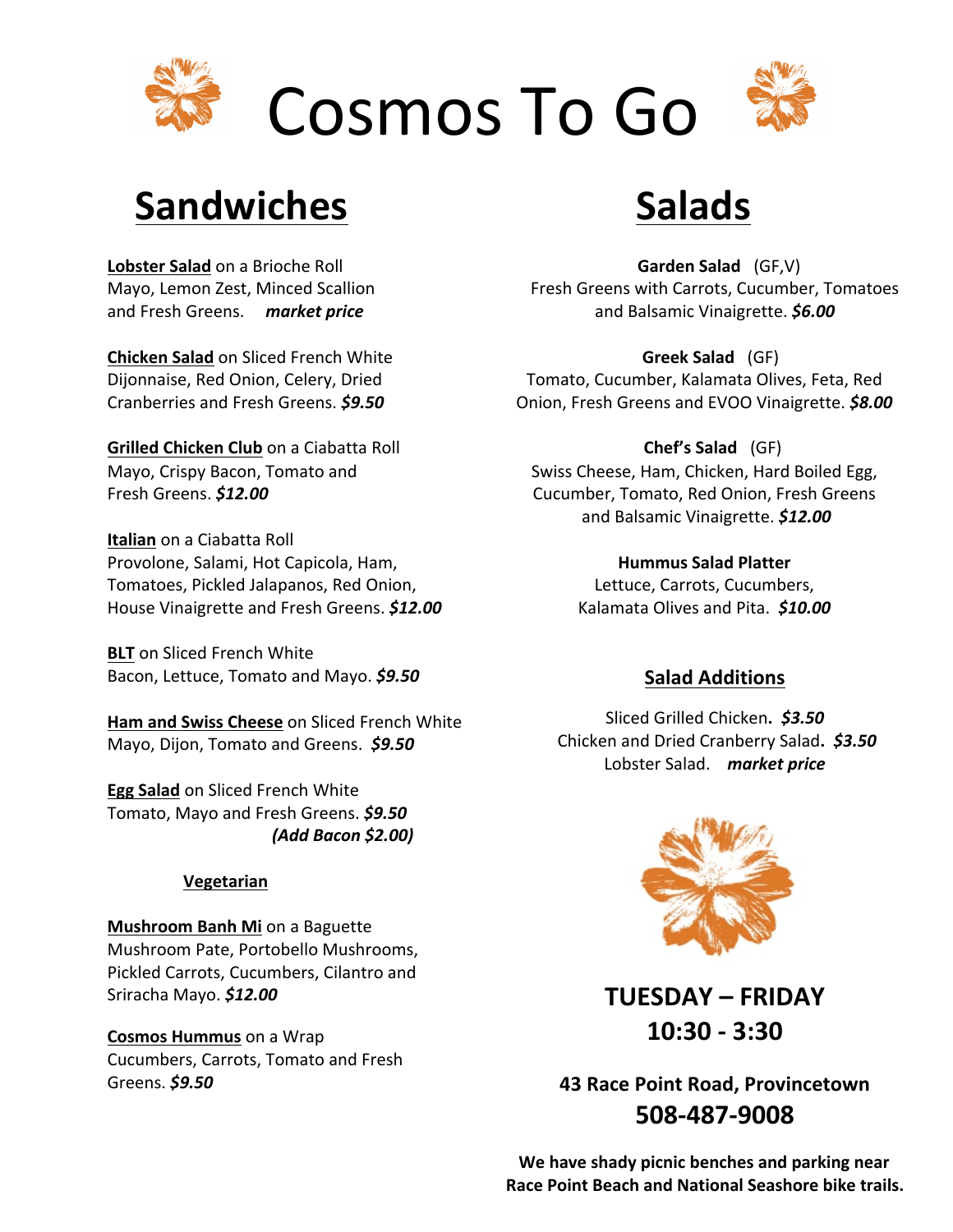# Cosmos To Go

## Sandwiches

**Lobster Salad** on a Brioche Roll
Mayo, Lemon Zest, Minced Scallion and Fresh Greens. ***market price***

**Chicken Salad** on Sliced French White
Dijonnaise, Red Onion, Celery, Dried Cranberries and Fresh Greens. ***$9.50***

**Grilled Chicken Club** on a Ciabatta Roll
Mayo, Crispy Bacon, Tomato and Fresh Greens. ***$12.00***

**Italian** on a Ciabatta Roll
Provolone, Salami, Hot Capicola, Ham, Tomatoes, Pickled Jalapanos, Red Onion, House Vinaigrette and Fresh Greens. ***$12.00***

**BLT** on Sliced French White
Bacon, Lettuce, Tomato and Mayo. ***$9.50***

**Ham and Swiss Cheese** on Sliced French White
Mayo, Dijon, Tomato and Greens. ***$9.50***

**Egg Salad** on Sliced French White
Tomato, Mayo and Fresh Greens. ***$9.50***
***(Add Bacon $2.00)***

### Vegetarian

**Mushroom Banh Mi** on a Baguette
Mushroom Pate, Portobello Mushrooms, Pickled Carrots, Cucumbers, Cilantro and Sriracha Mayo. ***$12.00***

**Cosmos Hummus** on a Wrap
Cucumbers, Carrots, Tomato and Fresh Greens. ***$9.50***

## Salads

**Garden Salad** (GF,V)
Fresh Greens with Carrots, Cucumber, Tomatoes and Balsamic Vinaigrette. ***$6.00***

**Greek Salad** (GF)
Tomato, Cucumber, Kalamata Olives, Feta, Red Onion, Fresh Greens and EVOO Vinaigrette. ***$8.00***

**Chef's Salad** (GF)
Swiss Cheese, Ham, Chicken, Hard Boiled Egg, Cucumber, Tomato, Red Onion, Fresh Greens and Balsamic Vinaigrette. ***$12.00***

**Hummus Salad Platter**
Lettuce, Carrots, Cucumbers, Kalamata Olives and Pita. ***$10.00***

### Salad Additions

Sliced Grilled Chicken. ***$3.50***
Chicken and Dried Cranberry Salad. ***$3.50***
Lobster Salad. ***market price***

**TUESDAY – FRIDAY**
**10:30 - 3:30**

**43 Race Point Road, Provincetown**
**508-487-9008**

**We have shady picnic benches and parking near Race Point Beach and National Seashore bike trails.**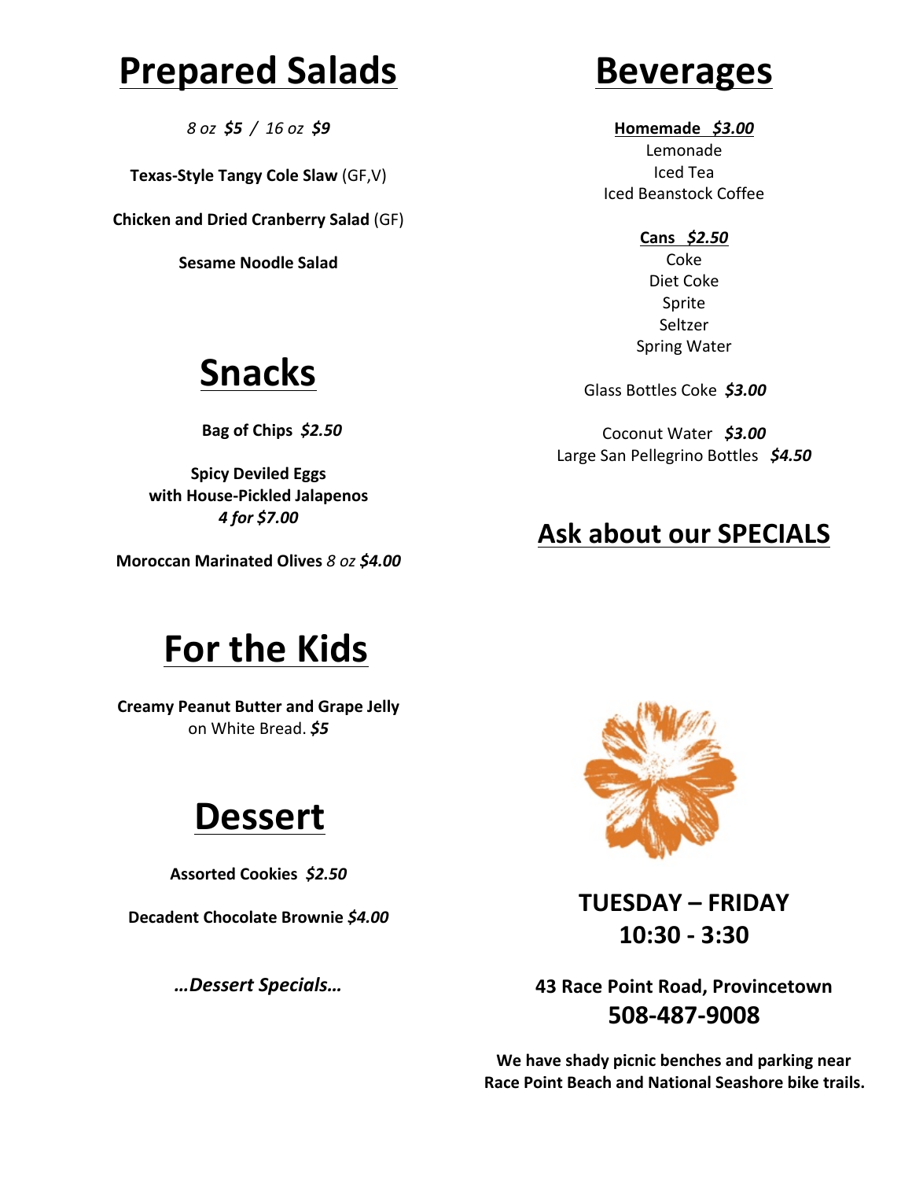# Prepared Salads

*8 oz* ***$5*** */ 16 oz* ***$9***

**Texas-Style Tangy Cole Slaw** (GF,V)

**Chicken and Dried Cranberry Salad** (GF)

**Sesame Noodle Salad**

# Snacks

**Bag of Chips** ***$2.50***

**Spicy Deviled Eggs**
**with House-Pickled Jalapenos**
***4 for $7.00***

**Moroccan Marinated Olives** *8 oz* ***$4.00***

# For the Kids

**Creamy Peanut Butter and Grape Jelly**
on White Bread. ***$5***

# Dessert

**Assorted Cookies** ***$2.50***

**Decadent Chocolate Brownie** ***$4.00***

***…Dessert Specials…***

# Beverages

**Homemade** ***$3.00***
Lemonade
Iced Tea
Iced Beanstock Coffee

**Cans** ***$2.50***
Coke
Diet Coke
Sprite
Seltzer
Spring Water

Glass Bottles Coke ***$3.00***

Coconut Water ***$3.00***
Large San Pellegrino Bottles ***$4.50***

## Ask about our SPECIALS

**TUESDAY – FRIDAY**
**10:30 - 3:30**

**43 Race Point Road, Provincetown**
**508-487-9008**

**We have shady picnic benches and parking near Race Point Beach and National Seashore bike trails.**